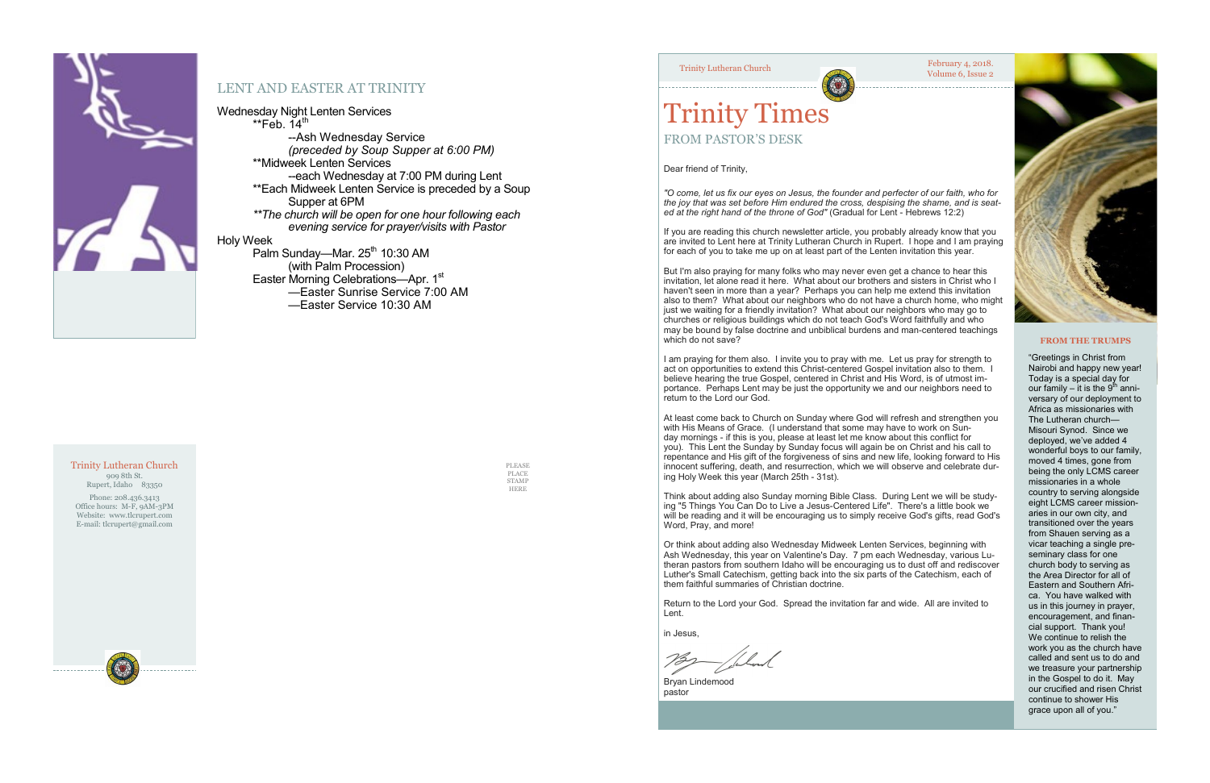## LENT AND EASTER AT TRINITY

Wednesday Night Lenten Services

- **Feb. 14th
  - --Ash Wednesday Service
  - *(preceded by Soup Supper at 6:00 PM)*
- **Midweek Lenten Services
  - --each Wednesday at 7:00 PM during Lent
- **Each Midweek Lenten Service is preceded by a Soup Supper at 6PM
- *\*\*The church will be open for one hour following each evening service for prayer/visits with Pastor*

Holy Week

- Palm Sunday—Mar. 25th 10:30 AM
  - (with Palm Procession)
- Easter Morning Celebrations—Apr. 1st
  - —Easter Sunrise Service 7:00 AM
  - —Easter Service 10:30 AM

Trinity Lutheran Church
909 8th St.
Rupert, Idaho 83350

Phone: 208.436.3413
Office hours: M-F, 9AM-3PM
Website: www.tlcrupert.com
E-mail: tlcrupert@gmail.com

PLEASE PLACE STAMP HERE

Trinity Lutheran Church

February 4, 2018.
Volume 6, Issue 2

# Trinity Times

## FROM PASTOR'S DESK

Dear friend of Trinity,

*"O come, let us fix our eyes on Jesus, the founder and perfecter of our faith, who for the joy that was set before Him endured the cross, despising the shame, and is seated at the right hand of the throne of God"* (Gradual for Lent - Hebrews 12:2)

If you are reading this church newsletter article, you probably already know that you are invited to Lent here at Trinity Lutheran Church in Rupert. I hope and I am praying for each of you to take me up on at least part of the Lenten invitation this year.

But I'm also praying for many folks who may never even get a chance to hear this invitation, let alone read it here. What about our brothers and sisters in Christ who I haven't seen in more than a year? Perhaps you can help me extend this invitation also to them? What about our neighbors who do not have a church home, who might just we waiting for a friendly invitation? What about our neighbors who may go to churches or religious buildings which do not teach God's Word faithfully and who may be bound by false doctrine and unbiblical burdens and man-centered teachings which do not save?

I am praying for them also. I invite you to pray with me. Let us pray for strength to act on opportunities to extend this Christ-centered Gospel invitation also to them. I believe hearing the true Gospel, centered in Christ and His Word, is of utmost importance. Perhaps Lent may be just the opportunity we and our neighbors need to return to the Lord our God.

At least come back to Church on Sunday where God will refresh and strengthen you with His Means of Grace. (I understand that some may have to work on Sunday mornings - if this is you, please at least let me know about this conflict for you). This Lent the Sunday by Sunday focus will again be on Christ and his call to repentance and His gift of the forgiveness of sins and new life, looking forward to His innocent suffering, death, and resurrection, which we will observe and celebrate during Holy Week this year (March 25th - 31st).

Think about adding also Sunday morning Bible Class. During Lent we will be studying "5 Things You Can Do to Live a Jesus-Centered Life". There's a little book we will be reading and it will be encouraging us to simply receive God's gifts, read God's Word, Pray, and more!

Or think about adding also Wednesday Midweek Lenten Services, beginning with Ash Wednesday, this year on Valentine's Day. 7 pm each Wednesday, various Lutheran pastors from southern Idaho will be encouraging us to dust off and rediscover Luther's Small Catechism, getting back into the six parts of the Catechism, each of them faithful summaries of Christian doctrine.

Return to the Lord your God. Spread the invitation far and wide. All are invited to Lent.

in Jesus,

Bryan Lindemood
pastor

### FROM THE TRUMPS

"Greetings in Christ from Nairobi and happy new year! Today is a special day for our family – it is the 9th anniversary of our deployment to Africa as missionaries with The Lutheran church—Misouri Synod. Since we deployed, we've added 4 wonderful boys to our family, moved 4 times, gone from being the only LCMS career missionaries in a whole country to serving alongside eight LCMS career missionaries in our own city, and transitioned over the years from Shauen serving as a vicar teaching a single pre-seminary class for one church body to serving as the Area Director for all of Eastern and Southern Africa. You have walked with us in this journey in prayer, encouragement, and financial support. Thank you! We continue to relish the work you as the church have called and sent us to do and we treasure your partnership in the Gospel to do it. May our crucified and risen Christ continue to shower His grace upon all of you."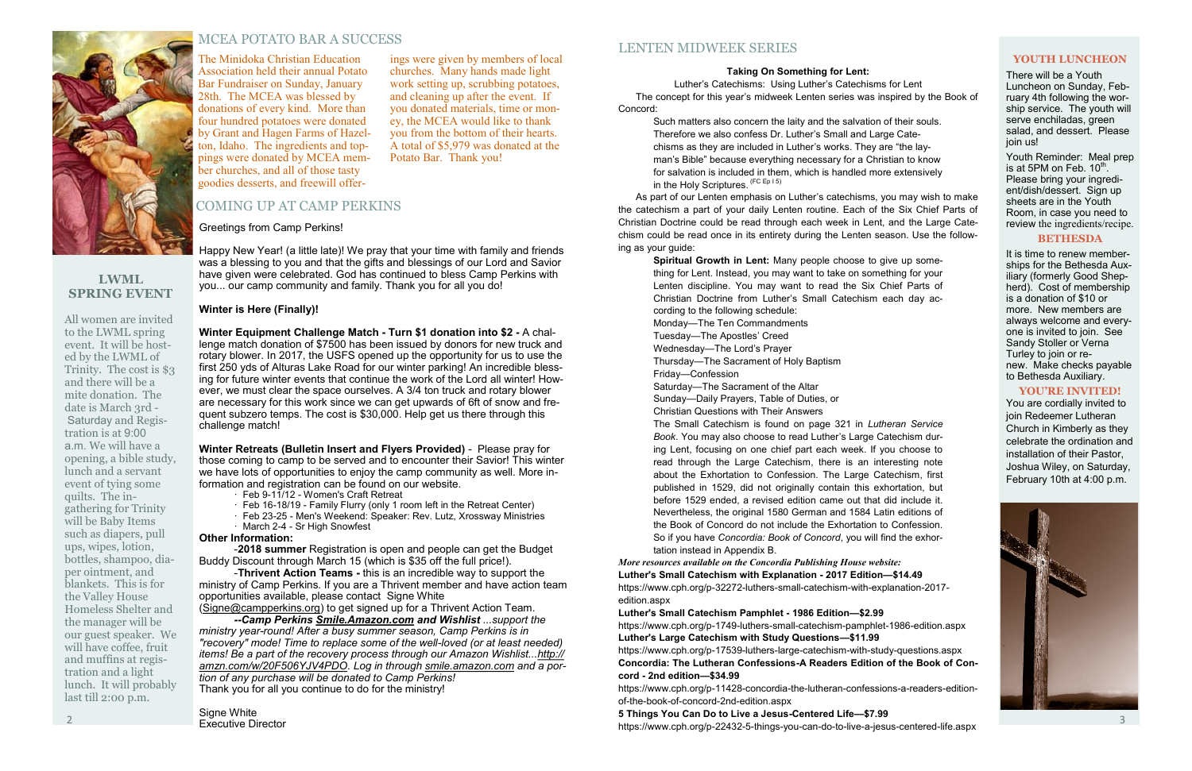## MCEA POTATO BAR A SUCCESS

The Minidoka Christian Education Association held their annual Potato Bar Fundraiser on Sunday, January 28th. The MCEA was blessed by donations of every kind. More than four hundred potatoes were donated by Grant and Hagen Farms of Hazelton, Idaho. The ingredients and toppings were donated by MCEA member churches, and all of those tasty goodies desserts, and freewill offerings were given by members of local churches. Many hands made light work setting up, scrubbing potatoes, and cleaning up after the event. If you donated materials, time or money, the MCEA would like to thank you from the bottom of their hearts. A total of $5,979 was donated at the Potato Bar. Thank you!

## LWML SPRING EVENT

All women are invited to the LWML spring event. It will be hosted by the LWML of Trinity. The cost is $3 and there will be a mite donation. The date is March 3rd - Saturday and Registration is at 9:00 a.m. We will have a opening, a bible study, lunch and a servant event of tying some quilts. The ingathering for Trinity will be Baby Items such as diapers, pull ups, wipes, lotion, bottles, shampoo, diaper ointment, and blankets. This is for the Valley House Homeless Shelter and the manager will be our guest speaker. We will have coffee, fruit and muffins at registration and a light lunch. It will probably last till 2:00 p.m.

## COMING UP AT CAMP PERKINS

Greetings from Camp Perkins!

Happy New Year! (a little late)! We pray that your time with family and friends was a blessing to you and that the gifts and blessings of our Lord and Savior have given were celebrated. God has continued to bless Camp Perkins with you... our camp community and family. Thank you for all you do!

**Winter is Here (Finally)!**

**Winter Equipment Challenge Match - Turn $1 donation into $2 -** A challenge match donation of $7500 has been issued by donors for new truck and rotary blower. In 2017, the USFS opened up the opportunity for us to use the first 250 yds of Alturas Lake Road for our winter parking! An incredible blessing for future winter events that continue the work of the Lord all winter! However, we must clear the space ourselves. A 3/4 ton truck and rotary blower are necessary for this work since we can get upwards of 6ft of snow and frequent subzero temps. The cost is $30,000. Help get us there through this challenge match!

**Winter Retreats (Bulletin Insert and Flyers Provided)** - Please pray for those coming to camp to be served and to encounter their Savior! This winter we have lots of opportunities to enjoy the camp community as well. More information and registration can be found on our website.

- Feb 9-11/12 - Women's Craft Retreat
- Feb 16-18/19 - Family Flurry (only 1 room left in the Retreat Center)
- Feb 23-25 - Men's Weekend: Speaker: Rev. Lutz, Xrossway Ministries
- March 2-4 - Sr High Snowfest

**Other Information:**

-**2018 summer** Registration is open and people can get the Budget Buddy Discount through March 15 (which is $35 off the full price!).

-**Thrivent Action Teams -** this is an incredible way to support the ministry of Camp Perkins. If you are a Thrivent member and have action team opportunities available, please contact Signe White (Signe@campperkins.org) to get signed up for a Thrivent Action Team.

***--Camp Perkins Smile.Amazon.com and Wishlist*** *...support the ministry year-round! After a busy summer season, Camp Perkins is in "recovery" mode! Time to replace some of the well-loved (or at least needed) items! Be a part of the recovery process through our Amazon Wishlist...http://amzn.com/w/20F506YJV4PDO. Log in through smile.amazon.com and a portion of any purchase will be donated to Camp Perkins!*

Thank you for all you continue to do for the ministry!

Signe White
Executive Director

## LENTEN MIDWEEK SERIES

**Taking On Something for Lent:**

Luther's Catechisms: Using Luther's Catechisms for Lent

The concept for this year's midweek Lenten series was inspired by the Book of Concord:

> Such matters also concern the laity and the salvation of their souls. Therefore we also confess Dr. Luther's Small and Large Catechisms as they are included in Luther's works. They are "the layman's Bible" because everything necessary for a Christian to know for salvation is included in them, which is handled more extensively in the Holy Scriptures. [FC Ep I 5]

As part of our Lenten emphasis on Luther's catechisms, you may wish to make the catechism a part of your daily Lenten routine. Each of the Six Chief Parts of Christian Doctrine could be read through each week in Lent, and the Large Catechism could be read once in its entirety during the Lenten season. Use the following as your guide:

**Spiritual Growth in Lent:** Many people choose to give up something for Lent. Instead, you may want to take on something for your Lenten discipline. You may want to read the Six Chief Parts of Christian Doctrine from Luther's Small Catechism each day according to the following schedule:

Monday—The Ten Commandments
Tuesday—The Apostles' Creed
Wednesday—The Lord's Prayer
Thursday—The Sacrament of Holy Baptism
Friday—Confession
Saturday—The Sacrament of the Altar
Sunday—Daily Prayers, Table of Duties, or Christian Questions with Their Answers

The Small Catechism is found on page 321 in *Lutheran Service Book*. You may also choose to read Luther's Large Catechism during Lent, focusing on one chief part each week. If you choose to read through the Large Catechism, there is an interesting note about the Exhortation to Confession. The Large Catechism, first published in 1529, did not originally contain this exhortation, but before 1529 ended, a revised edition came out that did include it. Nevertheless, the original 1580 German and 1584 Latin editions of the Book of Concord do not include the Exhortation to Confession. So if you have *Concordia: Book of Concord*, you will find the exhortation instead in Appendix B.

***More resources available on the Concordia Publishing House website:***

**Luther's Small Catechism with Explanation - 2017 Edition—$14.49**
https://www.cph.org/p-32272-luthers-small-catechism-with-explanation-2017-edition.aspx

**Luther's Small Catechism Pamphlet - 1986 Edition—$2.99**
https://www.cph.org/p-1749-luthers-small-catechism-pamphlet-1986-edition.aspx

**Luther's Large Catechism with Study Questions—$11.99**
https://www.cph.org/p-17539-luthers-large-catechism-with-study-questions.aspx

**Concordia: The Lutheran Confessions-A Readers Edition of the Book of Concord - 2nd edition—$34.99**
https://www.cph.org/p-11428-concordia-the-lutheran-confessions-a-readers-edition-of-the-book-of-concord-2nd-edition.aspx

**5 Things You Can Do to Live a Jesus-Centered Life—$7.99**
https://www.cph.org/p-22432-5-things-you-can-do-to-live-a-jesus-centered-life.aspx

## YOUTH LUNCHEON

There will be a Youth Luncheon on Sunday, February 4th following the worship service. The youth will serve enchiladas, green salad, and dessert. Please join us!

Youth Reminder: Meal prep is at 5PM on Feb. 10th. Please bring your ingredient/dish/dessert. Sign up sheets are in the Youth Room, in case you need to review the ingredients/recipe.

## BETHESDA

It is time to renew memberships for the Bethesda Auxiliary (formerly Good Shepherd). Cost of membership is a donation of $10 or more. New members are always welcome and everyone is invited to join. See Sandy Stoller or Verna Turley to join or renew. Make checks payable to Bethesda Auxiliary.

## YOU'RE INVITED!

You are cordially invited to join Redeemer Lutheran Church in Kimberly as they celebrate the ordination and installation of their Pastor, Joshua Wiley, on Saturday, February 10th at 4:00 p.m.